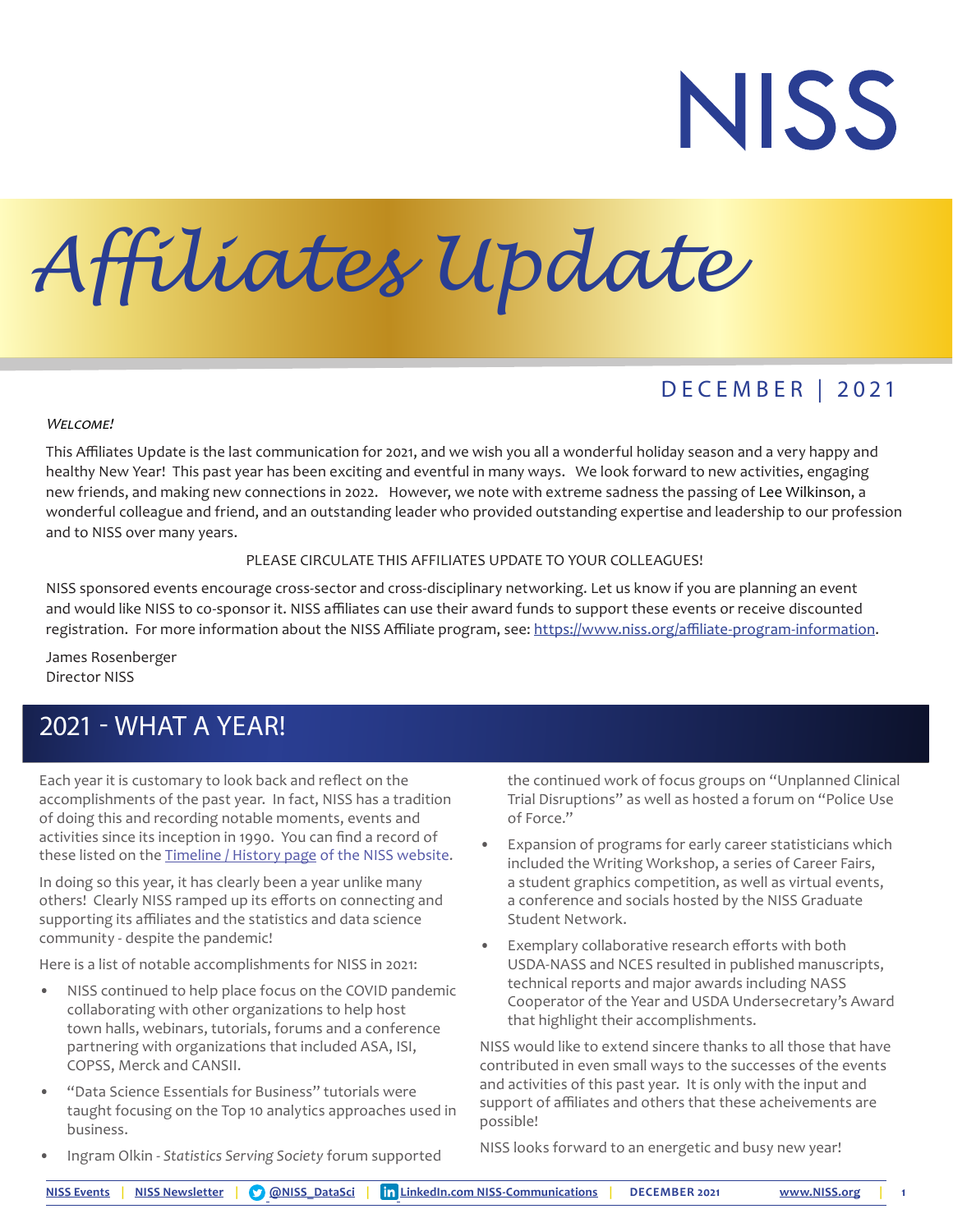# NISS

# Affiliates Update

DECEMBER | 2021

*Welcome!*

This Affiliates Update is the last communication for 2021, and we wish you all a wonderful holiday season and a very happy and healthy New Year! This past year has been exciting and eventful in many ways. We look forward to new activities, engaging new friends, and making new connections in 2022. However, we note with extreme sadness the passing of Lee Wilkinson, a wonderful colleague and friend, and an outstanding leader who provided outstanding expertise and leadership to our profession and to NISS over many years.

PLEASE CIRCULATE THIS AFFILIATES UPDATE TO YOUR COLLEAGUES!

NISS sponsored events encourage cross-sector and cross-disciplinary networking. Let us know if you are planning an event and would like NISS to co-sponsor it. NISS affiliates can use their award funds to support these events or receive discounted registration. For more information about the NISS Affiliate program, see: [https://www.niss.org/affiliate-program-information](https://www.niss.org/affiliate-program-information).

James Rosenberger  
Director NISS

## 2021 - WHAT A YEAR!

Each year it is customary to look back and reflect on the accomplishments of the past year. In fact, NISS has a tradition of doing this and recording notable moments, events and activities since its inception in 1990. You can find a record of these listed on the Timeline / History page of the NISS website.

In doing so this year, it has clearly been a year unlike many others! Clearly NISS ramped up its efforts on connecting and supporting its affiliates and the statistics and data science community - despite the pandemic!

Here is a list of notable accomplishments for NISS in 2021:

- NISS continued to help place focus on the COVID pandemic collaborating with other organizations to help host town halls, webinars, tutorials, forums and a conference partnering with organizations that included ASA, ISI, COPSS, Merck and CANSII.
- "Data Science Essentials for Business" tutorials were taught focusing on the Top 10 analytics approaches used in business.
- Ingram Olkin - *Statistics Serving Society* forum supported the continued work of focus groups on "Unplanned Clinical Trial Disruptions" as well as hosted a forum on "Police Use of Force."
- Expansion of programs for early career statisticians which included the Writing Workshop, a series of Career Fairs, a student graphics competition, as well as virtual events, a conference and socials hosted by the NISS Graduate Student Network.
- Exemplary collaborative research efforts with both USDA-NASS and NCES resulted in published manuscripts, technical reports and major awards including NASS Cooperator of the Year and USDA Undersecretary's Award that highlight their accomplishments.

NISS would like to extend sincere thanks to all those that have contributed in even small ways to the successes of the events and activities of this past year. It is only with the input and support of affiliates and others that these acheivements are possible!

NISS looks forward to an energetic and busy new year!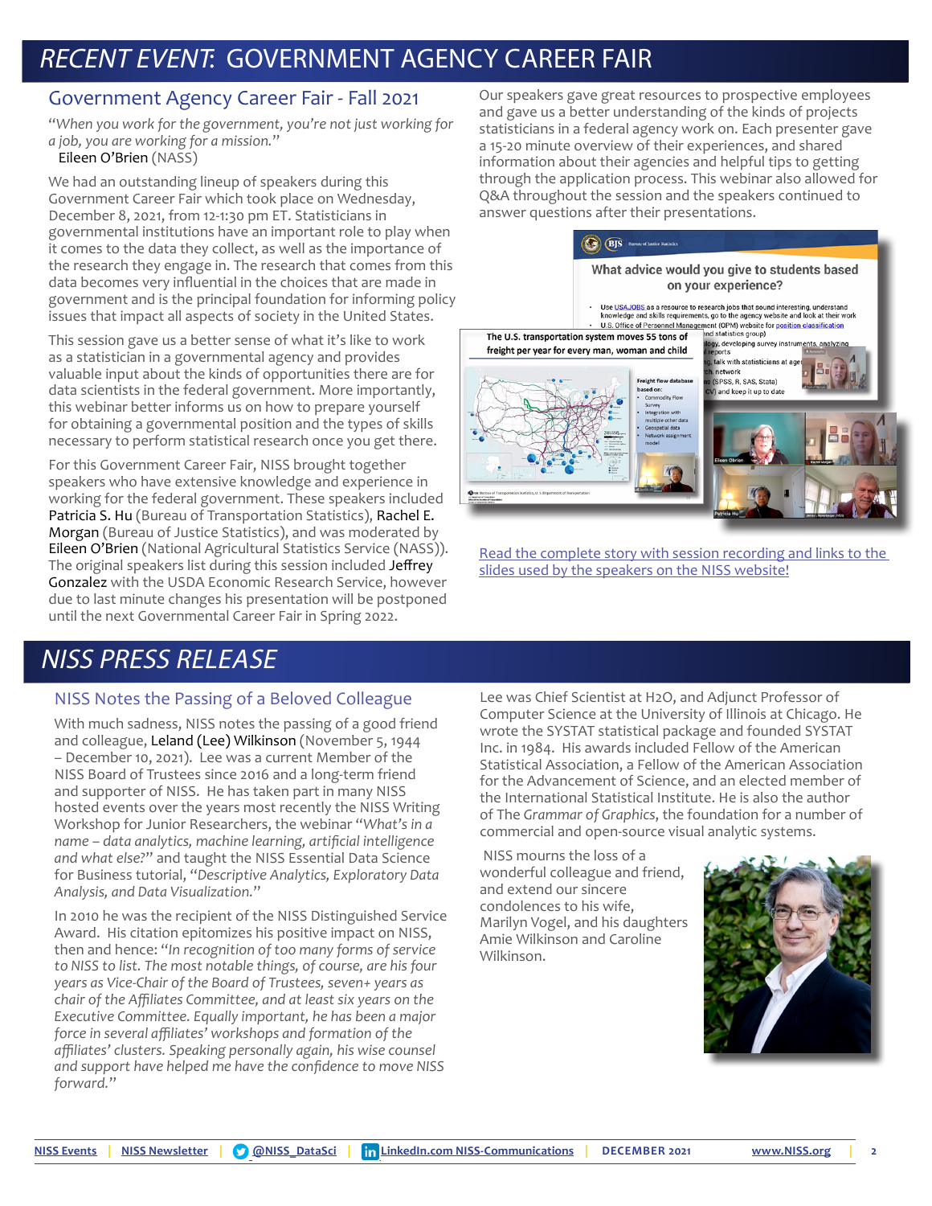# *RECENT EVENT*: GOVERNMENT AGENCY CAREER FAIR

## Government Agency Career Fair - Fall 2021

*"When you work for the government, you're not just working for a job, you are working for a mission."*
Eileen O'Brien (NASS)

We had an outstanding lineup of speakers during this Government Career Fair which took place on Wednesday, December 8, 2021, from 12-1:30 pm ET. Statisticians in governmental institutions have an important role to play when it comes to the data they collect, as well as the importance of the research they engage in. The research that comes from this data becomes very influential in the choices that are made in government and is the principal foundation for informing policy issues that impact all aspects of society in the United States.

This session gave us a better sense of what it's like to work as a statistician in a governmental agency and provides valuable input about the kinds of opportunities there are for data scientists in the federal government. More importantly, this webinar better informs us on how to prepare yourself for obtaining a governmental position and the types of skills necessary to perform statistical research once you get there.

For this Government Career Fair, NISS brought together speakers who have extensive knowledge and experience in working for the federal government. These speakers included Patricia S. Hu (Bureau of Transportation Statistics), Rachel E. Morgan (Bureau of Justice Statistics), and was moderated by Eileen O'Brien (National Agricultural Statistics Service (NASS)). The original speakers list during this session included Jeffrey Gonzalez with the USDA Economic Research Service, however due to last minute changes his presentation will be postponed until the next Governmental Career Fair in Spring 2022.

Our speakers gave great resources to prospective employees and gave us a better understanding of the kinds of projects statisticians in a federal agency work on. Each presenter gave a 15-20 minute overview of their experiences, and shared information about their agencies and helpful tips to getting through the application process. This webinar also allowed for Q&A throughout the session and the speakers continued to answer questions after their presentations.

Read the complete story with session recording and links to the slides used by the speakers on the NISS website!

# *NISS PRESS RELEASE*

## NISS Notes the Passing of a Beloved Colleague

With much sadness, NISS notes the passing of a good friend and colleague, Leland (Lee) Wilkinson (November 5, 1944 – December 10, 2021). Lee was a current Member of the NISS Board of Trustees since 2016 and a long-term friend and supporter of NISS. He has taken part in many NISS hosted events over the years most recently the NISS Writing Workshop for Junior Researchers, the webinar *"What's in a name – data analytics, machine learning, artificial intelligence and what else?"* and taught the NISS Essential Data Science for Business tutorial, *"Descriptive Analytics, Exploratory Data Analysis, and Data Visualization."*

In 2010 he was the recipient of the NISS Distinguished Service Award. His citation epitomizes his positive impact on NISS, then and hence: *"In recognition of too many forms of service to NISS to list. The most notable things, of course, are his four years as Vice-Chair of the Board of Trustees, seven+ years as chair of the Affiliates Committee, and at least six years on the Executive Committee. Equally important, he has been a major force in several affiliates' workshops and formation of the affiliates' clusters. Speaking personally again, his wise counsel and support have helped me have the confidence to move NISS forward."*

Lee was Chief Scientist at H2O, and Adjunct Professor of Computer Science at the University of Illinois at Chicago. He wrote the SYSTAT statistical package and founded SYSTAT Inc. in 1984. His awards included Fellow of the American Statistical Association, a Fellow of the American Association for the Advancement of Science, and an elected member of the International Statistical Institute. He is also the author of The *Grammar of Graphics*, the foundation for a number of commercial and open-source visual analytic systems.

NISS mourns the loss of a wonderful colleague and friend, and extend our sincere condolences to his wife, Marilyn Vogel, and his daughters Amie Wilkinson and Caroline Wilkinson.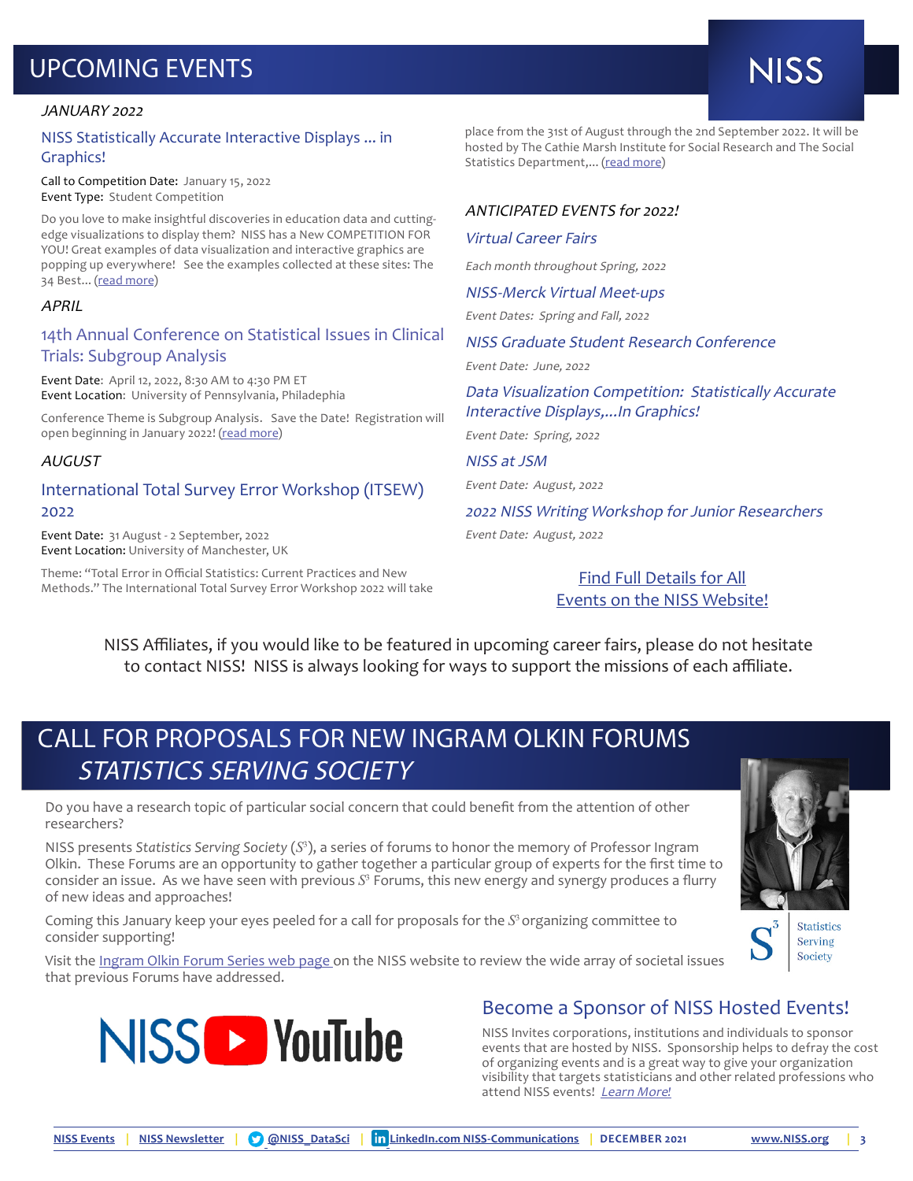# UPCOMING EVENTS

*JANUARY 2022*

## NISS Statistically Accurate Interactive Displays ... in Graphics!

Call to Competition Date: January 15, 2022
Event Type: Student Competition

Do you love to make insightful discoveries in education data and cutting-edge visualizations to display them? NISS has a New COMPETITION FOR YOU! Great examples of data visualization and interactive graphics are popping up everywhere! See the examples collected at these sites: The 34 Best... (read more)

*APRIL*

## 14th Annual Conference on Statistical Issues in Clinical Trials: Subgroup Analysis

Event Date: April 12, 2022, 8:30 AM to 4:30 PM ET
Event Location: University of Pennsylvania, Philadephia

Conference Theme is Subgroup Analysis. Save the Date! Registration will open beginning in January 2022! (read more)

*AUGUST*

## International Total Survey Error Workshop (ITSEW) 2022

Event Date: 31 August - 2 September, 2022
Event Location: University of Manchester, UK

Theme: "Total Error in Official Statistics: Current Practices and New Methods." The International Total Survey Error Workshop 2022 will take place from the 31st of August through the 2nd September 2022. It will be hosted by The Cathie Marsh Institute for Social Research and The Social Statistics Department,... (read more)

*ANTICIPATED EVENTS for 2022!*

*Virtual Career Fairs*

*Each month throughout Spring, 2022*

*NISS-Merck Virtual Meet-ups*

*Event Dates: Spring and Fall, 2022*

*NISS Graduate Student Research Conference*

*Event Date: June, 2022*

*Data Visualization Competition: Statistically Accurate Interactive Displays,...In Graphics!*

*Event Date: Spring, 2022*

*NISS at JSM*

*Event Date: August, 2022*

*2022 NISS Writing Workshop for Junior Researchers*

*Event Date: August, 2022*

Find Full Details for All Events on the NISS Website!

NISS Affiliates, if you would like to be featured in upcoming career fairs, please do not hesitate to contact NISS! NISS is always looking for ways to support the missions of each affiliate.

# CALL FOR PROPOSALS FOR NEW INGRAM OLKIN FORUMS *STATISTICS SERVING SOCIETY*

Do you have a research topic of particular social concern that could benefit from the attention of other researchers?

NISS presents *Statistics Serving Society* ($S^3$), a series of forums to honor the memory of Professor Ingram Olkin. These Forums are an opportunity to gather together a particular group of experts for the first time to consider an issue. As we have seen with previous $S^3$ Forums, this new energy and synergy produces a flurry of new ideas and approaches!

Coming this January keep your eyes peeled for a call for proposals for the $S^3$ organizing committee to consider supporting!

Visit the Ingram Olkin Forum Series web page on the NISS website to review the wide array of societal issues that previous Forums have addressed.

## Become a Sponsor of NISS Hosted Events!

NISS Invites corporations, institutions and individuals to sponsor events that are hosted by NISS. Sponsorship helps to defray the cost of organizing events and is a great way to give your organization visibility that targets statisticians and other related professions who attend NISS events! *Learn More!*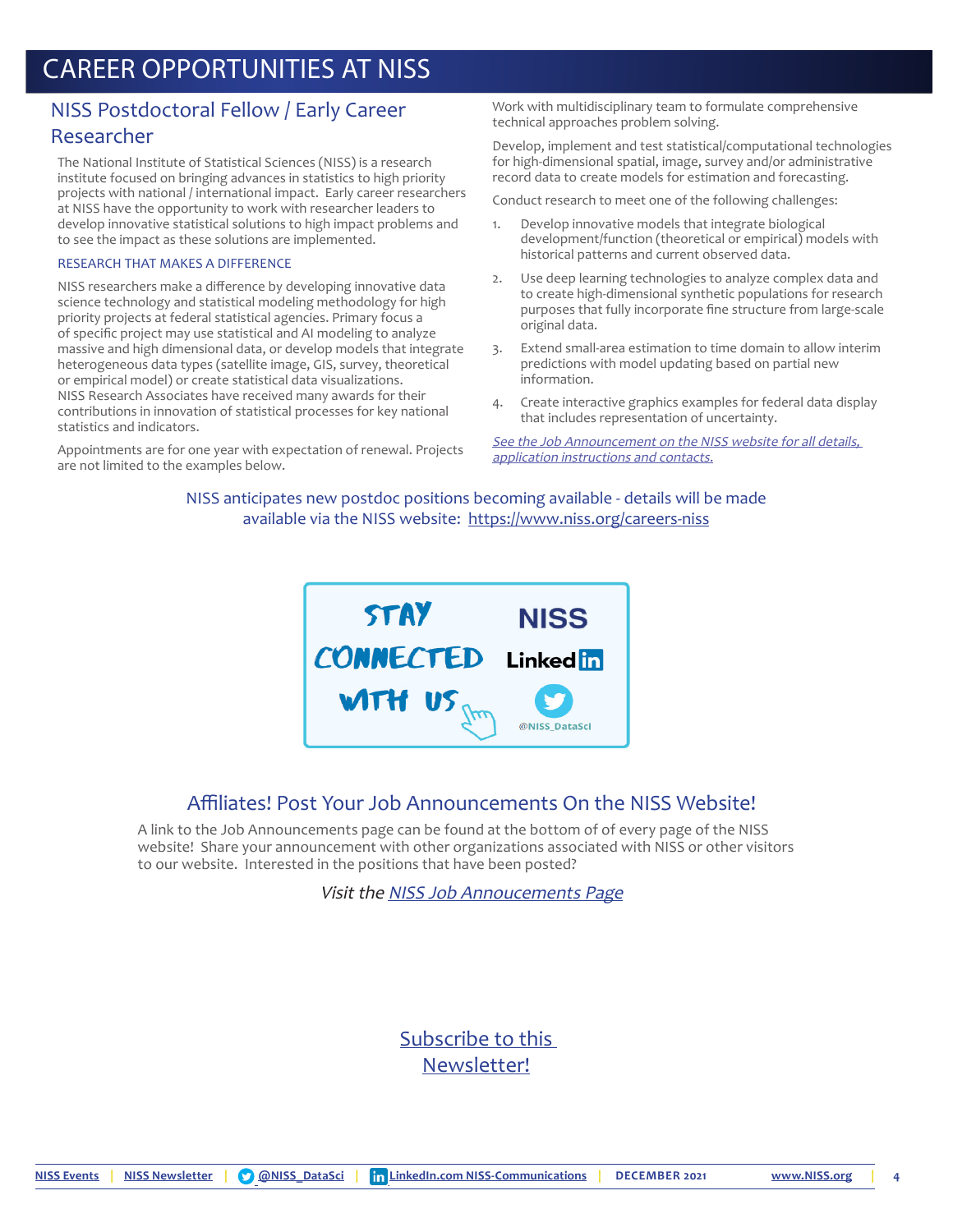# CAREER OPPORTUNITIES AT NISS

## NISS Postdoctoral Fellow / Early Career Researcher

The National Institute of Statistical Sciences (NISS) is a research institute focused on bringing advances in statistics to high priority projects with national / international impact. Early career researchers at NISS have the opportunity to work with researcher leaders to develop innovative statistical solutions to high impact problems and to see the impact as these solutions are implemented.

### RESEARCH THAT MAKES A DIFFERENCE

NISS researchers make a difference by developing innovative data science technology and statistical modeling methodology for high priority projects at federal statistical agencies. Primary focus a of specific project may use statistical and AI modeling to analyze massive and high dimensional data, or develop models that integrate heterogeneous data types (satellite image, GIS, survey, theoretical or empirical model) or create statistical data visualizations. NISS Research Associates have received many awards for their contributions in innovation of statistical processes for key national statistics and indicators.

Appointments are for one year with expectation of renewal. Projects are not limited to the examples below.

Work with multidisciplinary team to formulate comprehensive technical approaches problem solving.

Develop, implement and test statistical/computational technologies for high-dimensional spatial, image, survey and/or administrative record data to create models for estimation and forecasting.

Conduct research to meet one of the following challenges:

1. Develop innovative models that integrate biological development/function (theoretical or empirical) models with historical patterns and current observed data.
2. Use deep learning technologies to analyze complex data and to create high-dimensional synthetic populations for research purposes that fully incorporate fine structure from large-scale original data.
3. Extend small-area estimation to time domain to allow interim predictions with model updating based on partial new information.
4. Create interactive graphics examples for federal data display that includes representation of uncertainty.

*See the Job Announcement on the NISS website for all details, application instructions and contacts.*

NISS anticipates new postdoc positions becoming available - details will be made available via the NISS website: https://www.niss.org/careers-niss

STAY CONNECTED WITH US — NISS LinkedIn — @NISS_DataSci

## Affiliates! Post Your Job Announcements On the NISS Website!

A link to the Job Announcements page can be found at the bottom of of every page of the NISS website! Share your announcement with other organizations associated with NISS or other visitors to our website. Interested in the positions that have been posted?

*Visit the NISS Job Annoucements Page*

Subscribe to this Newsletter!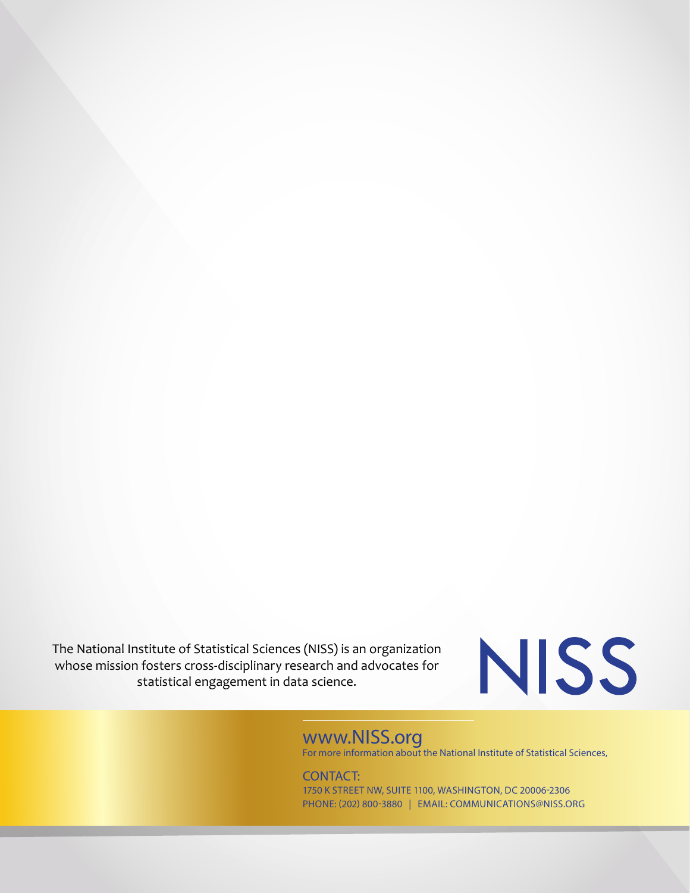The National Institute of Statistical Sciences (NISS) is an organization whose mission fosters cross-disciplinary research and advocates for statistical engagement in data science.

# NISS

www.NISS.org

For more information about the National Institute of Statistical Sciences,

CONTACT:

1750 K STREET NW, SUITE 1100, WASHINGTON, DC 20006-2306

PHONE: (202) 800-3880 | EMAIL: COMMUNICATIONS@NISS.ORG